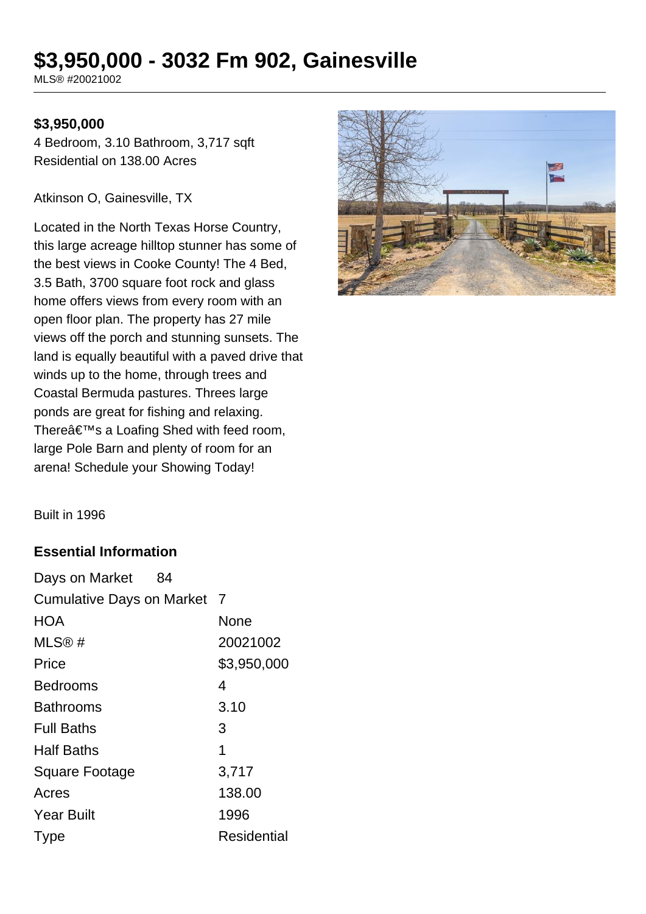# $3,950,000 - 3032 Fm 902, Gainesville

MLS® #20021002

**$3,950,000**

4 Bedroom, 3.10 Bathroom, 3,717 sqft
Residential on 138.00 Acres

Atkinson O, Gainesville, TX

Located in the North Texas Horse Country, this large acreage hilltop stunner has some of the best views in Cooke County! The 4 Bed, 3.5 Bath, 3700 square foot rock and glass home offers views from every room with an open floor plan. The property has 27 mile views off the porch and stunning sunsets. The land is equally beautiful with a paved drive that winds up to the home, through trees and Coastal Bermuda pastures. Threes large ponds are great for fishing and relaxing. Thereâ€™s a Loafing Shed with feed room, large Pole Barn and plenty of room for an arena! Schedule your Showing Today!

Built in 1996

## Essential Information

| | |
|---|---|
| Days on Market | 84 |
| Cumulative Days on Market | 7 |
| HOA | None |
| MLS® # | 20021002 |
| Price | $3,950,000 |
| Bedrooms | 4 |
| Bathrooms | 3.10 |
| Full Baths | 3 |
| Half Baths | 1 |
| Square Footage | 3,717 |
| Acres | 138.00 |
| Year Built | 1996 |
| Type | Residential |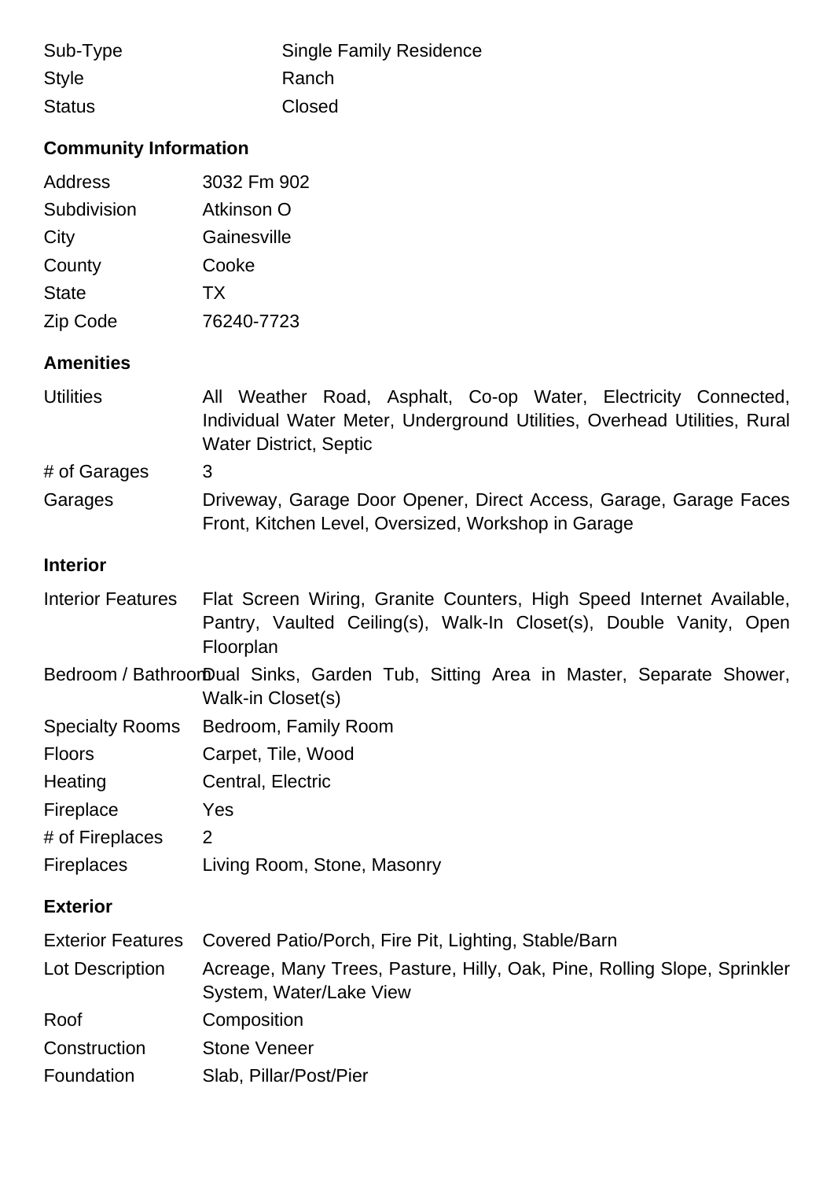| | |
|---|---|
| Sub-Type | Single Family Residence |
| Style | Ranch |
| Status | Closed |

### Community Information

| | |
|---|---|
| Address | 3032 Fm 902 |
| Subdivision | Atkinson O |
| City | Gainesville |
| County | Cooke |
| State | TX |
| Zip Code | 76240-7723 |

### Amenities

| | |
|---|---|
| Utilities | All Weather Road, Asphalt, Co-op Water, Electricity Connected, Individual Water Meter, Underground Utilities, Overhead Utilities, Rural Water District, Septic |
| # of Garages | 3 |
| Garages | Driveway, Garage Door Opener, Direct Access, Garage, Garage Faces Front, Kitchen Level, Oversized, Workshop in Garage |

### Interior

| | |
|---|---|
| Interior Features | Flat Screen Wiring, Granite Counters, High Speed Internet Available, Pantry, Vaulted Ceiling(s), Walk-In Closet(s), Double Vanity, Open Floorplan |
| Bedroom / Bathroom | Dual Sinks, Garden Tub, Sitting Area in Master, Separate Shower, Walk-in Closet(s) |
| Specialty Rooms | Bedroom, Family Room |
| Floors | Carpet, Tile, Wood |
| Heating | Central, Electric |
| Fireplace | Yes |
| # of Fireplaces | 2 |
| Fireplaces | Living Room, Stone, Masonry |

### Exterior

| | |
|---|---|
| Exterior Features | Covered Patio/Porch, Fire Pit, Lighting, Stable/Barn |
| Lot Description | Acreage, Many Trees, Pasture, Hilly, Oak, Pine, Rolling Slope, Sprinkler System, Water/Lake View |
| Roof | Composition |
| Construction | Stone Veneer |
| Foundation | Slab, Pillar/Post/Pier |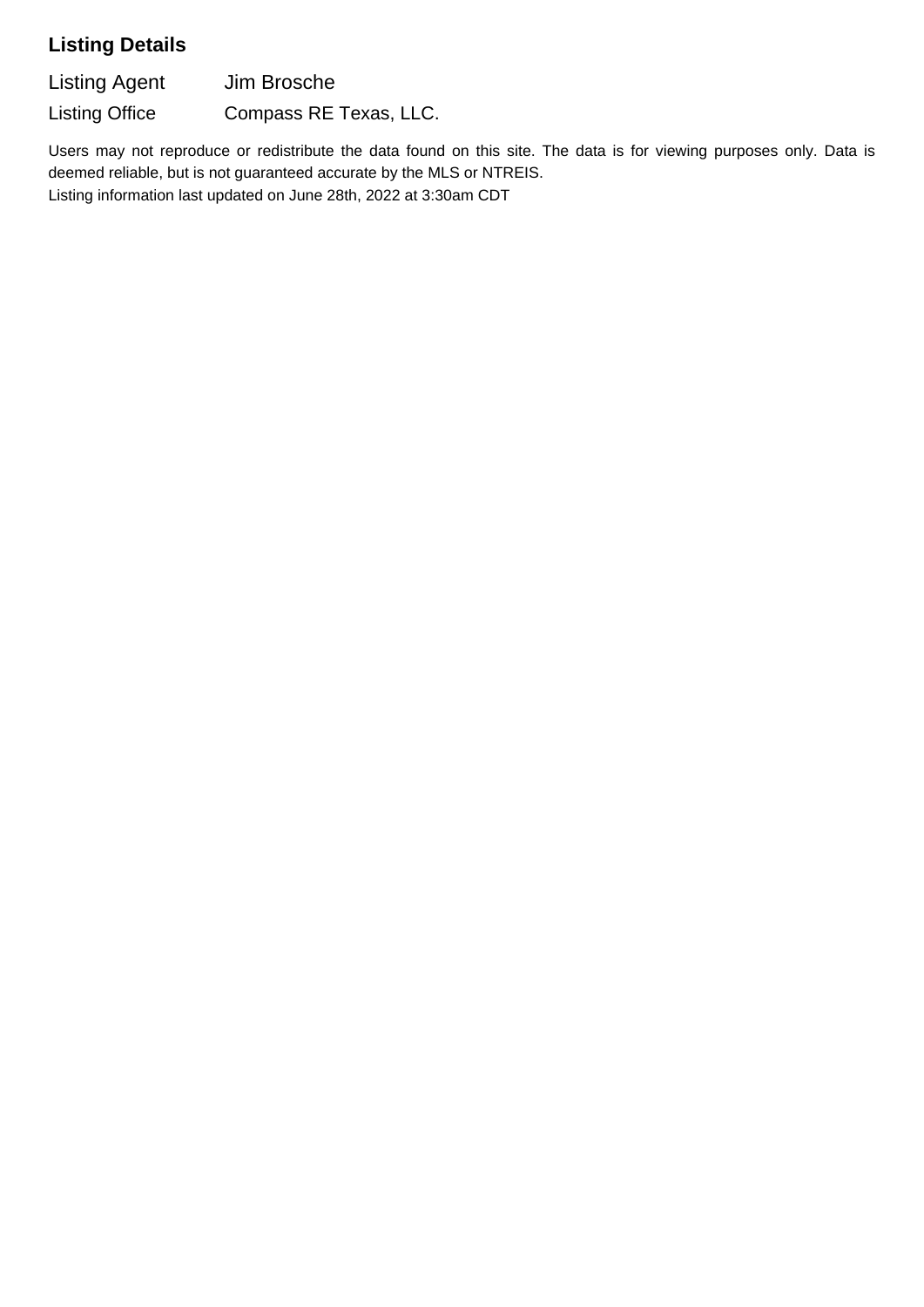## Listing Details

| | |
|---|---|
| Listing Agent | Jim Brosche |
| Listing Office | Compass RE Texas, LLC. |

Users may not reproduce or redistribute the data found on this site. The data is for viewing purposes only. Data is deemed reliable, but is not guaranteed accurate by the MLS or NTREIS.

Listing information last updated on June 28th, 2022 at 3:30am CDT